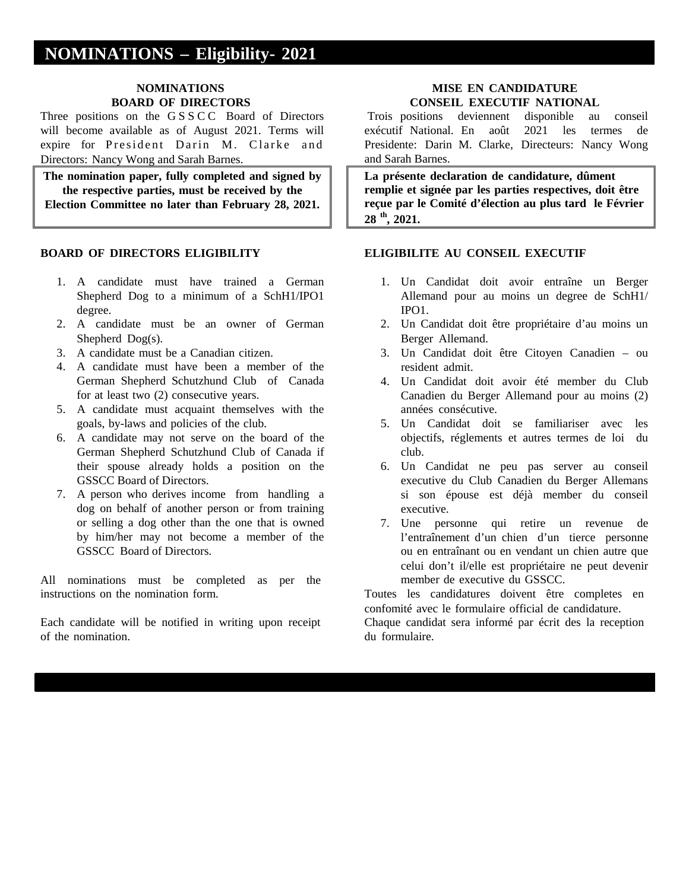# NOMINATIONS – Eligibility- 2021

## NOMINATIONS
## BOARD OF DIRECTORS

Three positions on the GSSCC Board of Directors will become available as of August 2021. Terms will expire for President Darin M. Clarke and Directors: Nancy Wong and Sarah Barnes.

**The nomination paper, fully completed and signed by the respective parties, must be received by the Election Committee no later than February 28, 2021.**

### BOARD OF DIRECTORS ELIGIBILITY

1. A candidate must have trained a German Shepherd Dog to a minimum of a SchH1/IPO1 degree.
2. A candidate must be an owner of German Shepherd Dog(s).
3. A candidate must be a Canadian citizen.
4. A candidate must have been a member of the German Shepherd Schutzhund Club of Canada for at least two (2) consecutive years.
5. A candidate must acquaint themselves with the goals, by-laws and policies of the club.
6. A candidate may not serve on the board of the German Shepherd Schutzhund Club of Canada if their spouse already holds a position on the GSSCC Board of Directors.
7. A person who derives income from handling a dog on behalf of another person or from training or selling a dog other than the one that is owned by him/her may not become a member of the GSSCC Board of Directors.

All nominations must be completed as per the instructions on the nomination form.

Each candidate will be notified in writing upon receipt of the nomination.

## MISE EN CANDIDATURE
## CONSEIL EXECUTIF NATIONAL

Trois positions deviennent disponible au conseil exécutif National. En août 2021 les termes de Presidente: Darin M. Clarke, Directeurs: Nancy Wong and Sarah Barnes.

**La présente declaration de candidature, dûment remplie et signée par les parties respectives, doit être reçue par le Comité d'élection au plus tard le Février 28 th, 2021.**

### ELIGIBILITE AU CONSEIL EXECUTIF

1. Un Candidat doit avoir entraîne un Berger Allemand pour au moins un degree de SchH1/ IPO1.
2. Un Candidat doit être propriétaire d'au moins un Berger Allemand.
3. Un Candidat doit être Citoyen Canadien – ou resident admit.
4. Un Candidat doit avoir été member du Club Canadien du Berger Allemand pour au moins (2) années consécutive.
5. Un Candidat doit se familiariser avec les objectifs, réglements et autres termes de loi du club.
6. Un Candidat ne peu pas server au conseil executive du Club Canadien du Berger Allemans si son épouse est déjà member du conseil executive.
7. Une personne qui retire un revenue de l'entraînement d'un chien d'un tierce personne ou en entraînant ou en vendant un chien autre que celui don't il/elle est propriétaire ne peut devenir member de executive du GSSCC.

Toutes les candidatures doivent être completes en confomité avec le formulaire official de candidature.

Chaque candidat sera informé par écrit des la reception du formulaire.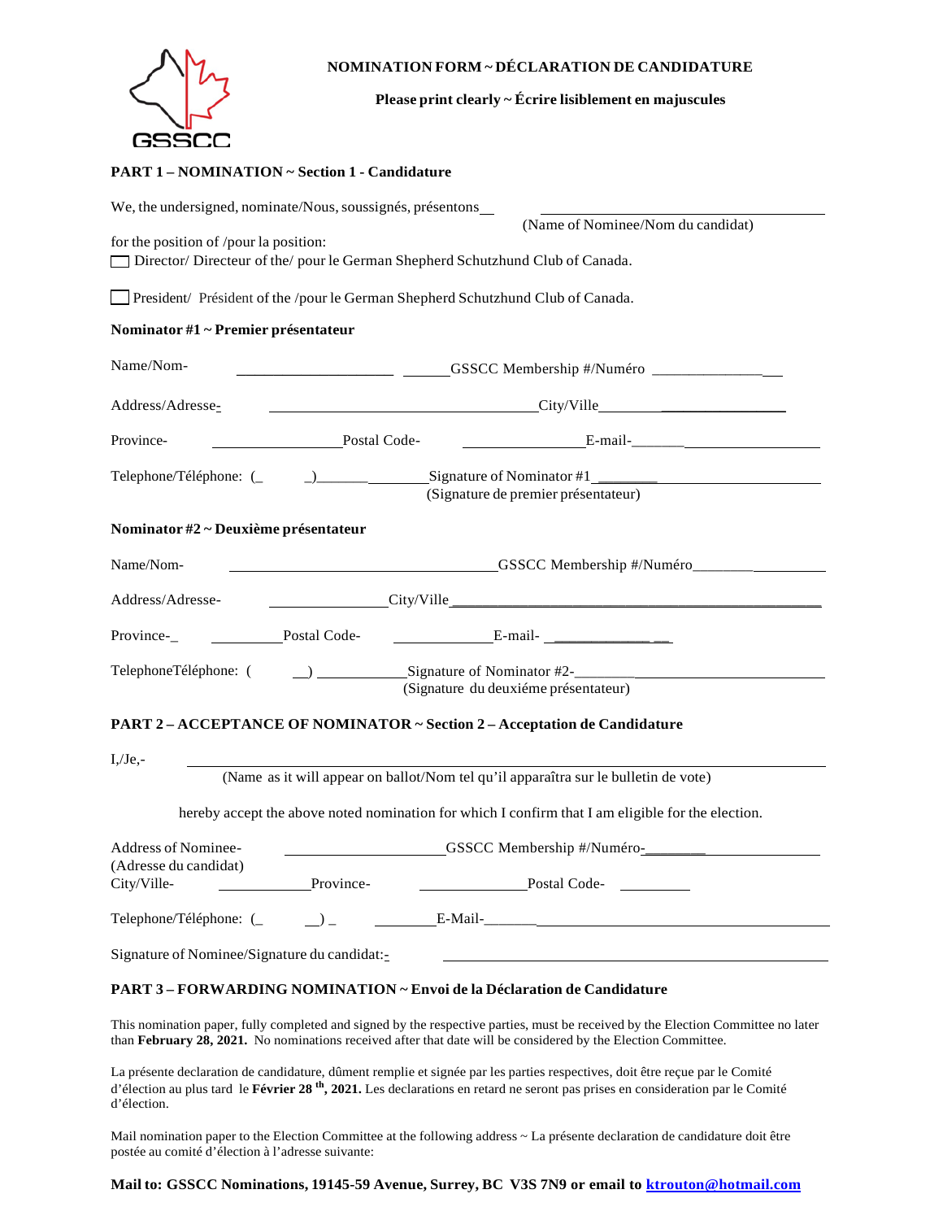GSSCC

# NOMINATION FORM ~ DÉCLARATION DE CANDIDATURE

**Please print clearly ~ Écrire lisiblement en majuscules**

## PART 1 – NOMINATION ~ Section 1 - Candidature

We, the undersigned, nominate/Nous, soussignés, présentons ______________________________
(Name of Nominee/Nom du candidat)

for the position of /pour la position:

☐ Director/ Directeur of the/ pour le German Shepherd Schutzhund Club of Canada.

☐ President/ Président of the /pour le German Shepherd Schutzhund Club of Canada.

**Nominator #1 ~ Premier présentateur**

Name/Nom- ______________________ GSSCC Membership #/Numéro ________________

Address/Adresse- ______________________ City/Ville ________________

Province- ______________ Postal Code- ______________ E-mail- ________________

Telephone/Téléphone: (___) ____________ Signature of Nominator #1 ________________
(Signature de premier présentateur)

**Nominator #2 ~ Deuxième présentateur**

Name/Nom- ______________________ GSSCC Membership #/Numéro ________________

Address/Adresse- ______________ City/Ville ______________________________

Province- ______________ Postal Code- ______________ E-mail- ________________

TelephoneTéléphone: (___) ____________ Signature of Nominator #2- ________________
(Signature du deuxiéme présentateur)

## PART 2 – ACCEPTANCE OF NOMINATOR ~ Section 2 – Acceptation de Candidature

I,/Je,- ______________________________________________
(Name as it will appear on ballot/Nom tel qu'il apparaîtra sur le bulletin de vote)

hereby accept the above noted nomination for which I confirm that I am eligible for the election.

Address of Nominee- ______________________ GSSCC Membership #/Numéro- ________________
(Adresse du candidat)

City/Ville- ______________ Province- ______________ Postal Code- __________

Telephone/Téléphone: (___) ____________ E-Mail- ______________________________

Signature of Nominee/Signature du candidat:- ______________________________

## PART 3 – FORWARDING NOMINATION ~ Envoi de la Déclaration de Candidature

This nomination paper, fully completed and signed by the respective parties, must be received by the Election Committee no later than **February 28, 2021.** No nominations received after that date will be considered by the Election Committee.

La présente declaration de candidature, dûment remplie et signée par les parties respectives, doit être reçue par le Comité d'élection au plus tard le **Février 28 th, 2021.** Les declarations en retard ne seront pas prises en consideration par le Comité d'élection.

Mail nomination paper to the Election Committee at the following address ~ La présente declaration de candidature doit être postée au comité d'élection à l'adresse suivante:

**Mail to: GSSCC Nominations, 19145-59 Avenue, Surrey, BC V3S 7N9 or email to ktrouton@hotmail.com**